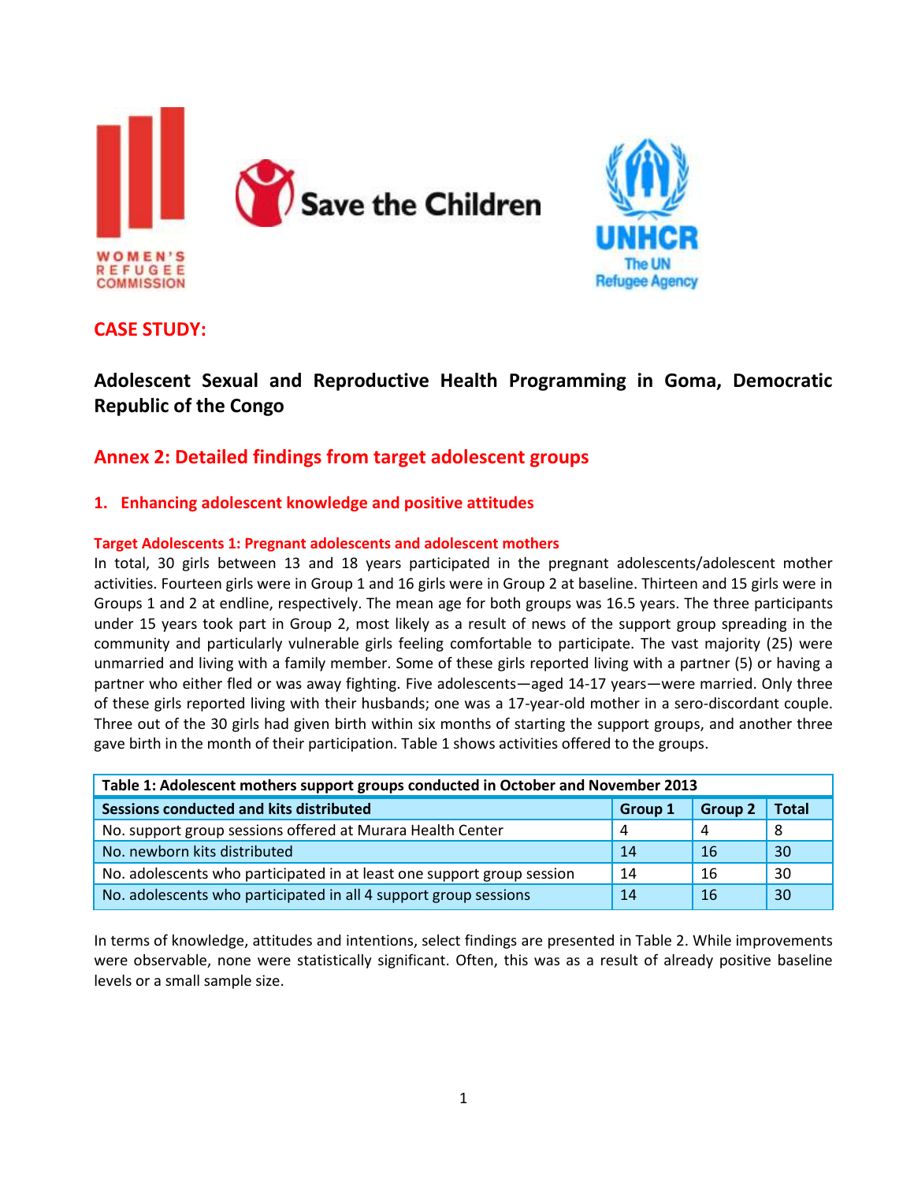## CASE STUDY:

# Adolescent Sexual and Reproductive Health Programming in Goma, Democratic Republic of the Congo

## Annex 2: Detailed findings from target adolescent groups

### 1. Enhancing adolescent knowledge and positive attitudes

#### Target Adolescents 1: Pregnant adolescents and adolescent mothers

In total, 30 girls between 13 and 18 years participated in the pregnant adolescents/adolescent mother activities. Fourteen girls were in Group 1 and 16 girls were in Group 2 at baseline. Thirteen and 15 girls were in Groups 1 and 2 at endline, respectively. The mean age for both groups was 16.5 years. The three participants under 15 years took part in Group 2, most likely as a result of news of the support group spreading in the community and particularly vulnerable girls feeling comfortable to participate. The vast majority (25) were unmarried and living with a family member. Some of these girls reported living with a partner (5) or having a partner who either fled or was away fighting. Five adolescents—aged 14-17 years—were married. Only three of these girls reported living with their husbands; one was a 17-year-old mother in a sero-discordant couple. Three out of the 30 girls had given birth within six months of starting the support groups, and another three gave birth in the month of their participation. Table 1 shows activities offered to the groups.

**Table 1: Adolescent mothers support groups conducted in October and November 2013**

| Sessions conducted and kits distributed | Group 1 | Group 2 | Total |
|---|---|---|---|
| No. support group sessions offered at Murara Health Center | 4 | 4 | 8 |
| No. newborn kits distributed | 14 | 16 | 30 |
| No. adolescents who participated in at least one support group session | 14 | 16 | 30 |
| No. adolescents who participated in all 4 support group sessions | 14 | 16 | 30 |

In terms of knowledge, attitudes and intentions, select findings are presented in Table 2. While improvements were observable, none were statistically significant. Often, this was as a result of already positive baseline levels or a small sample size.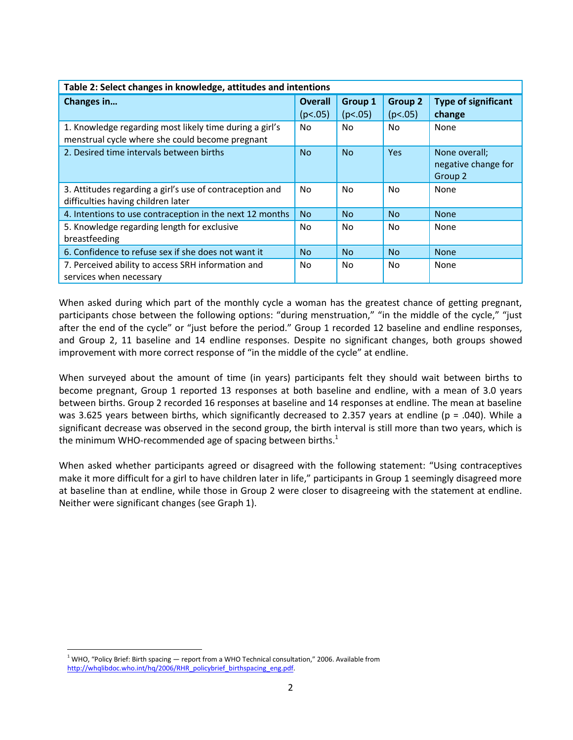| Table 2: Select changes in knowledge, attitudes and intentions | | | | |
|---|---|---|---|---|
| **Changes in…** | **Overall** (p<.05) | **Group 1** (p<.05) | **Group 2** (p<.05) | **Type of significant change** |
| 1. Knowledge regarding most likely time during a girl's menstrual cycle where she could become pregnant | No | No | No | None |
| 2. Desired time intervals between births | No | No | Yes | None overall; negative change for Group 2 |
| 3. Attitudes regarding a girl's use of contraception and difficulties having children later | No | No | No | None |
| 4. Intentions to use contraception in the next 12 months | No | No | No | None |
| 5. Knowledge regarding length for exclusive breastfeeding | No | No | No | None |
| 6. Confidence to refuse sex if she does not want it | No | No | No | None |
| 7. Perceived ability to access SRH information and services when necessary | No | No | No | None |

When asked during which part of the monthly cycle a woman has the greatest chance of getting pregnant, participants chose between the following options: "during menstruation," "in the middle of the cycle," "just after the end of the cycle" or "just before the period." Group 1 recorded 12 baseline and endline responses, and Group 2, 11 baseline and 14 endline responses. Despite no significant changes, both groups showed improvement with more correct response of "in the middle of the cycle" at endline.

When surveyed about the amount of time (in years) participants felt they should wait between births to become pregnant, Group 1 reported 13 responses at both baseline and endline, with a mean of 3.0 years between births. Group 2 recorded 16 responses at baseline and 14 responses at endline. The mean at baseline was 3.625 years between births, which significantly decreased to 2.357 years at endline ($p = .040$). While a significant decrease was observed in the second group, the birth interval is still more than two years, which is the minimum WHO-recommended age of spacing between births.[1]

When asked whether participants agreed or disagreed with the following statement: "Using contraceptives make it more difficult for a girl to have children later in life," participants in Group 1 seemingly disagreed more at baseline than at endline, while those in Group 2 were closer to disagreeing with the statement at endline. Neither were significant changes (see Graph 1).

[1] WHO, "Policy Brief: Birth spacing — report from a WHO Technical consultation," 2006. Available from http://whqlibdoc.who.int/hq/2006/RHR_policybrief_birthspacing_eng.pdf.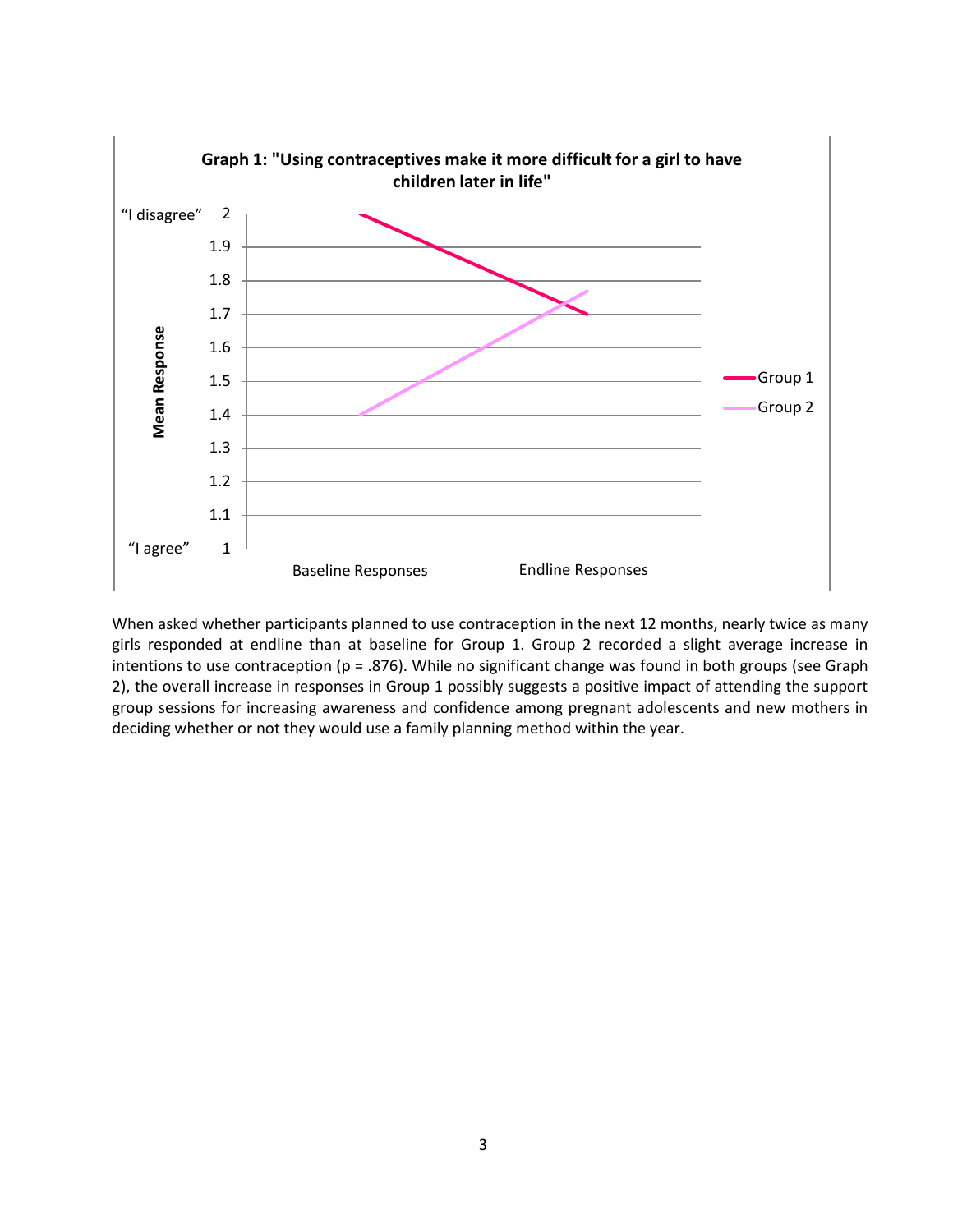**Graph 1: "Using contraceptives make it more difficult for a girl to have children later in life"**

When asked whether participants planned to use contraception in the next 12 months, nearly twice as many girls responded at endline than at baseline for Group 1. Group 2 recorded a slight average increase in intentions to use contraception ($p = .876$). While no significant change was found in both groups (see Graph 2), the overall increase in responses in Group 1 possibly suggests a positive impact of attending the support group sessions for increasing awareness and confidence among pregnant adolescents and new mothers in deciding whether or not they would use a family planning method within the year.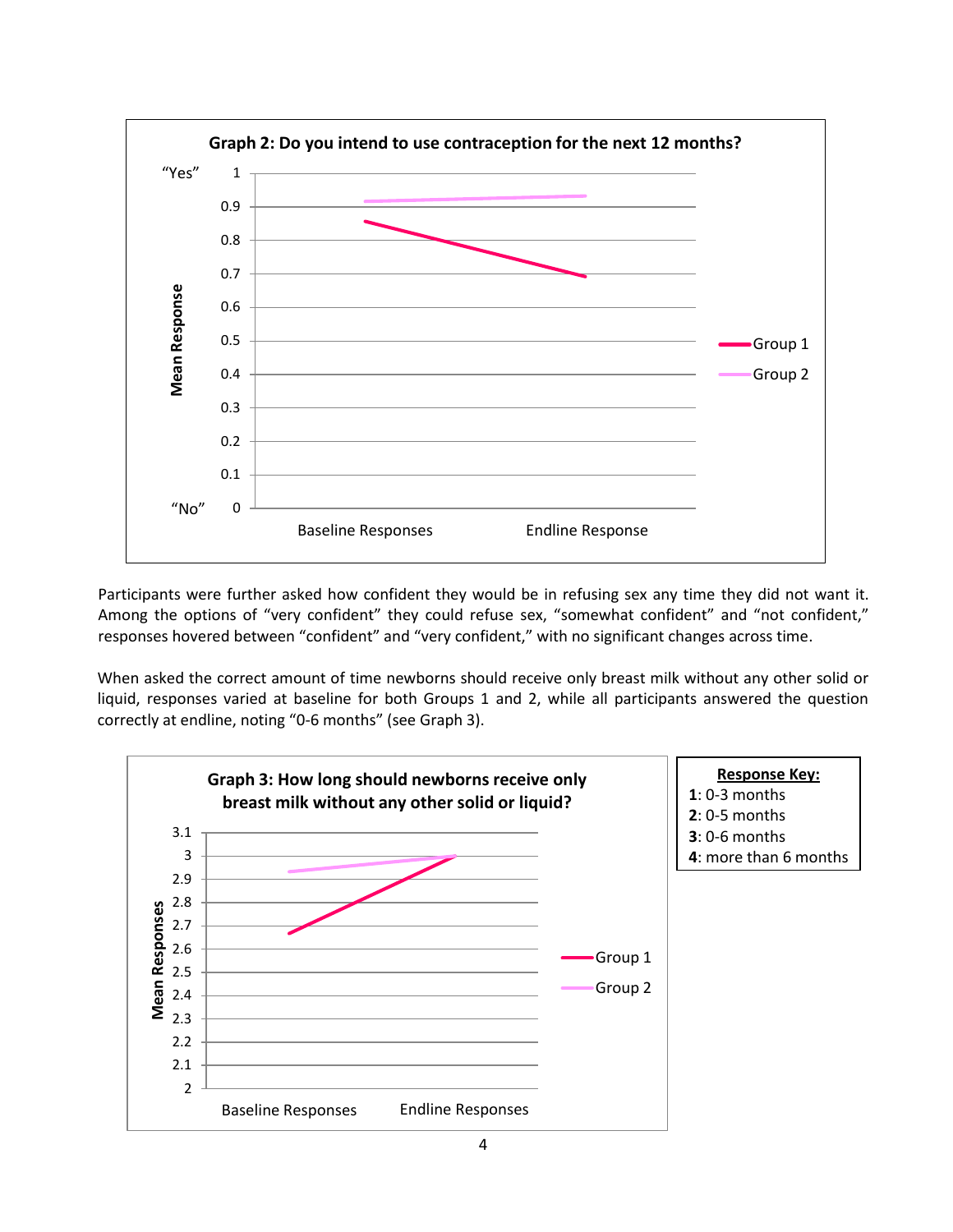**Graph 2: Do you intend to use contraception for the next 12 months?**

Participants were further asked how confident they would be in refusing sex any time they did not want it. Among the options of "very confident" they could refuse sex, "somewhat confident" and "not confident," responses hovered between "confident" and "very confident," with no significant changes across time.

When asked the correct amount of time newborns should receive only breast milk without any other solid or liquid, responses varied at baseline for both Groups 1 and 2, while all participants answered the question correctly at endline, noting "0-6 months" (see Graph 3).

**Graph 3: How long should newborns receive only breast milk without any other solid or liquid?**

**Response Key:**

**1**: 0-3 months
**2**: 0-5 months
**3**: 0-6 months
**4**: more than 6 months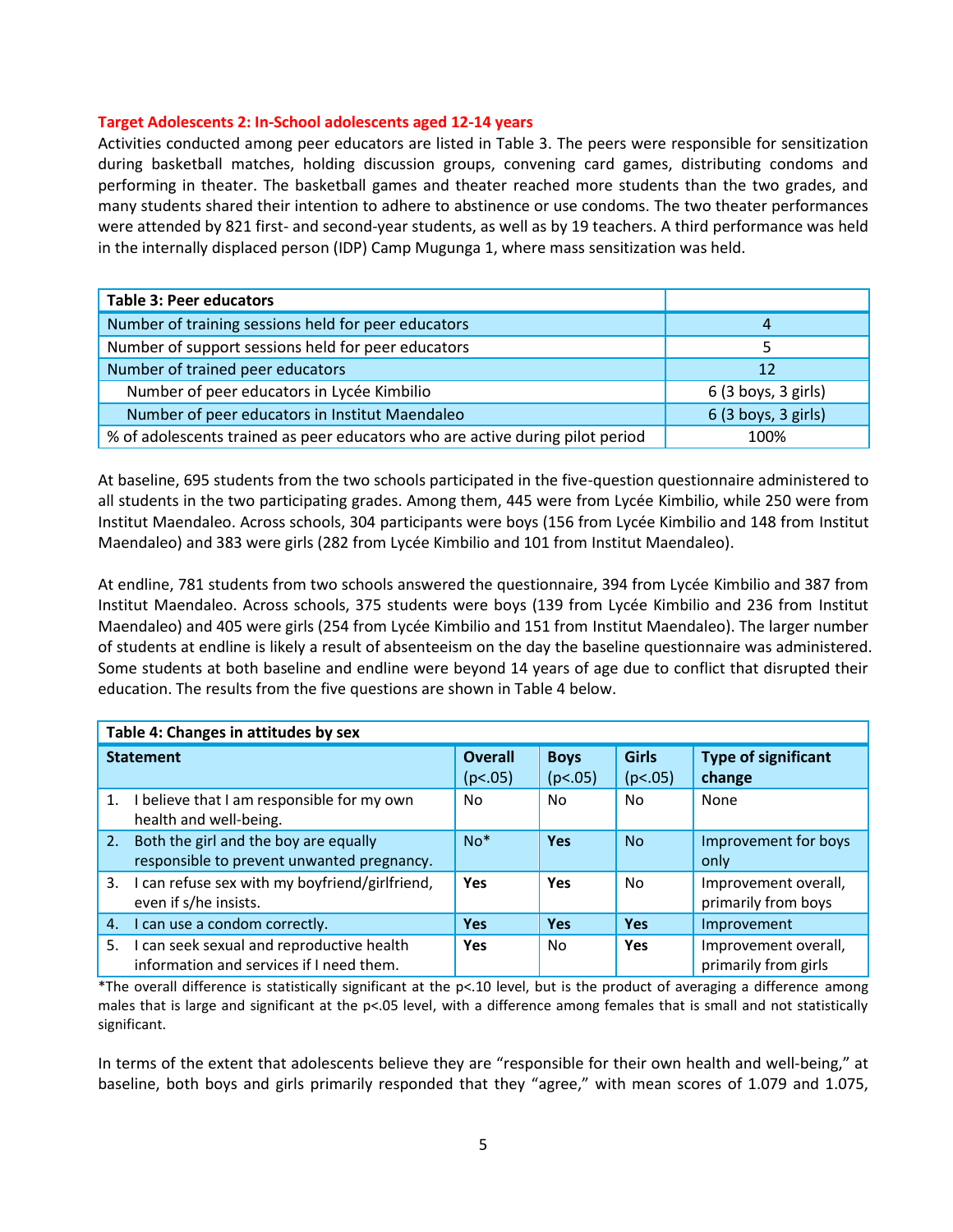**Target Adolescents 2: In-School adolescents aged 12-14 years**

Activities conducted among peer educators are listed in Table 3. The peers were responsible for sensitization during basketball matches, holding discussion groups, convening card games, distributing condoms and performing in theater. The basketball games and theater reached more students than the two grades, and many students shared their intention to adhere to abstinence or use condoms. The two theater performances were attended by 821 first- and second-year students, as well as by 19 teachers. A third performance was held in the internally displaced person (IDP) Camp Mugunga 1, where mass sensitization was held.

| **Table 3: Peer educators** | |
|---|---|
| Number of training sessions held for peer educators | 4 |
| Number of support sessions held for peer educators | 5 |
| Number of trained peer educators | 12 |
| Number of peer educators in Lycée Kimbilio | 6 (3 boys, 3 girls) |
| Number of peer educators in Institut Maendaleo | 6 (3 boys, 3 girls) |
| % of adolescents trained as peer educators who are active during pilot period | 100% |

At baseline, 695 students from the two schools participated in the five-question questionnaire administered to all students in the two participating grades. Among them, 445 were from Lycée Kimbilio, while 250 were from Institut Maendaleo. Across schools, 304 participants were boys (156 from Lycée Kimbilio and 148 from Institut Maendaleo) and 383 were girls (282 from Lycée Kimbilio and 101 from Institut Maendaleo).

At endline, 781 students from two schools answered the questionnaire, 394 from Lycée Kimbilio and 387 from Institut Maendaleo. Across schools, 375 students were boys (139 from Lycée Kimbilio and 236 from Institut Maendaleo) and 405 were girls (254 from Lycée Kimbilio and 151 from Institut Maendaleo). The larger number of students at endline is likely a result of absenteeism on the day the baseline questionnaire was administered. Some students at both baseline and endline were beyond 14 years of age due to conflict that disrupted their education. The results from the five questions are shown in Table 4 below.

**Table 4: Changes in attitudes by sex**

| **Statement** | **Overall** ($p<.05$) | **Boys** ($p<.05$) | **Girls** ($p<.05$) | **Type of significant change** |
|---|---|---|---|---|
| 1. I believe that I am responsible for my own health and well-being. | No | No | No | None |
| 2. Both the girl and the boy are equally responsible to prevent unwanted pregnancy. | No* | **Yes** | No | Improvement for boys only |
| 3. I can refuse sex with my boyfriend/girlfriend, even if s/he insists. | **Yes** | **Yes** | No | Improvement overall, primarily from boys |
| 4. I can use a condom correctly. | **Yes** | **Yes** | **Yes** | Improvement |
| 5. I can seek sexual and reproductive health information and services if I need them. | **Yes** | No | **Yes** | Improvement overall, primarily from girls |

*The overall difference is statistically significant at the $p<.10$ level, but is the product of averaging a difference among males that is large and significant at the $p<.05$ level, with a difference among females that is small and not statistically significant.

In terms of the extent that adolescents believe they are "responsible for their own health and well-being," at baseline, both boys and girls primarily responded that they "agree," with mean scores of 1.079 and 1.075,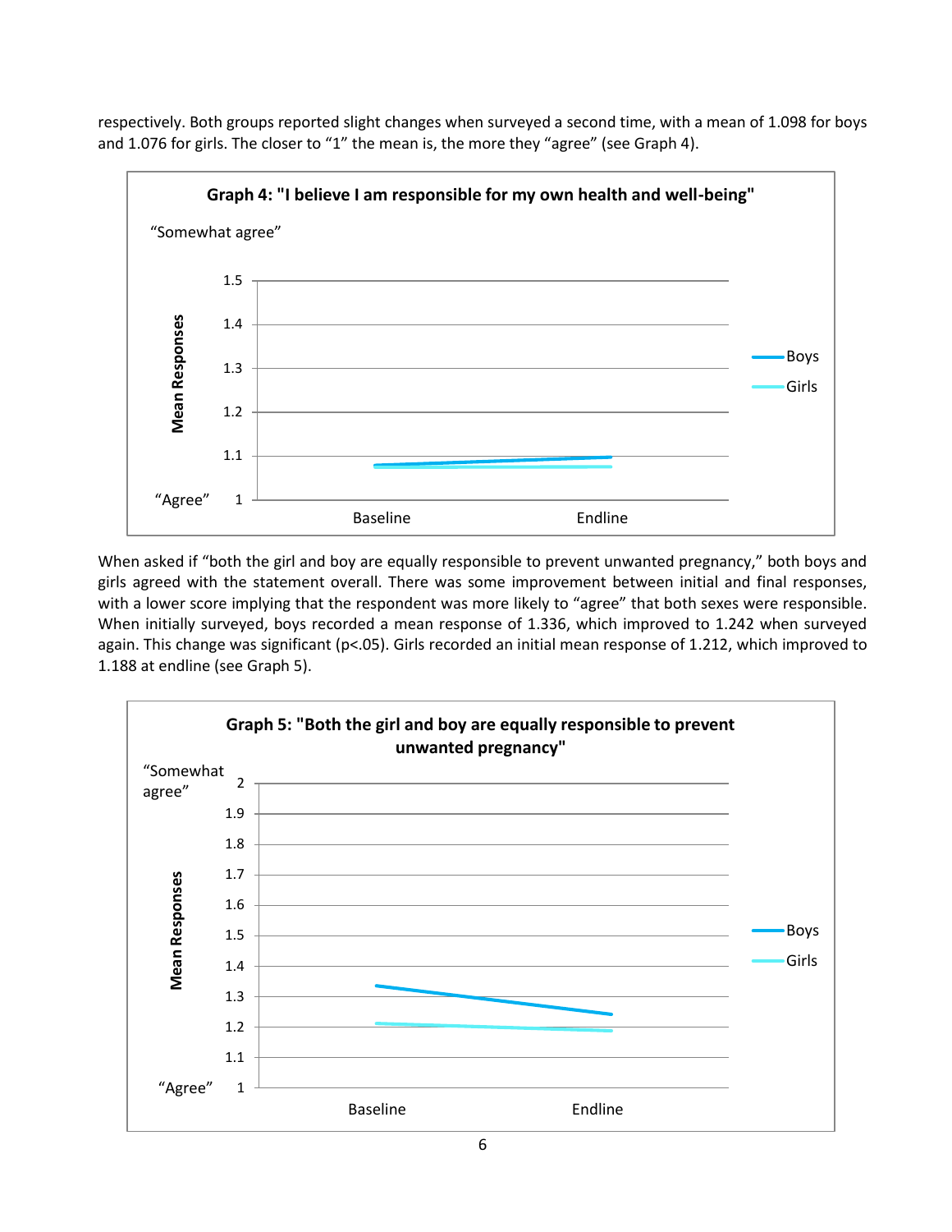respectively. Both groups reported slight changes when surveyed a second time, with a mean of 1.098 for boys and 1.076 for girls. The closer to "1" the mean is, the more they "agree" (see Graph 4).

**Graph 4: "I believe I am responsible for my own health and well-being"**

When asked if "both the girl and boy are equally responsible to prevent unwanted pregnancy," both boys and girls agreed with the statement overall. There was some improvement between initial and final responses, with a lower score implying that the respondent was more likely to "agree" that both sexes were responsible. When initially surveyed, boys recorded a mean response of 1.336, which improved to 1.242 when surveyed again. This change was significant ($p<.05$). Girls recorded an initial mean response of 1.212, which improved to 1.188 at endline (see Graph 5).

**Graph 5: "Both the girl and boy are equally responsible to prevent unwanted pregnancy"**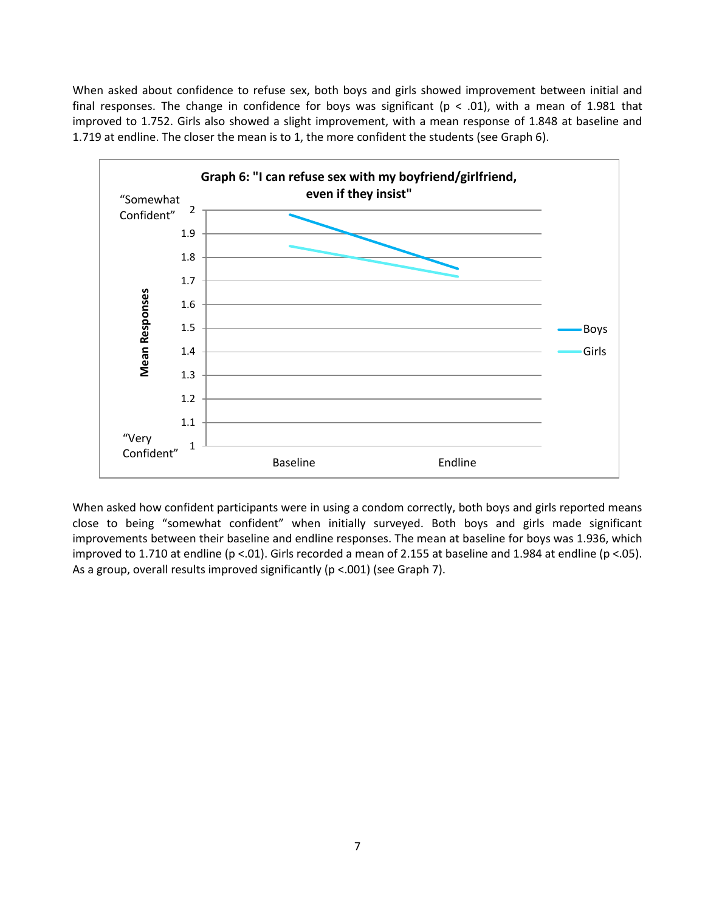When asked about confidence to refuse sex, both boys and girls showed improvement between initial and final responses. The change in confidence for boys was significant ($p < .01$), with a mean of 1.981 that improved to 1.752. Girls also showed a slight improvement, with a mean response of 1.848 at baseline and 1.719 at endline. The closer the mean is to 1, the more confident the students (see Graph 6).

**Graph 6: "I can refuse sex with my boyfriend/girlfriend, even if they insist"**

When asked how confident participants were in using a condom correctly, both boys and girls reported means close to being "somewhat confident" when initially surveyed. Both boys and girls made significant improvements between their baseline and endline responses. The mean at baseline for boys was 1.936, which improved to 1.710 at endline ($p < .01$). Girls recorded a mean of 2.155 at baseline and 1.984 at endline ($p < .05$). As a group, overall results improved significantly ($p < .001$) (see Graph 7).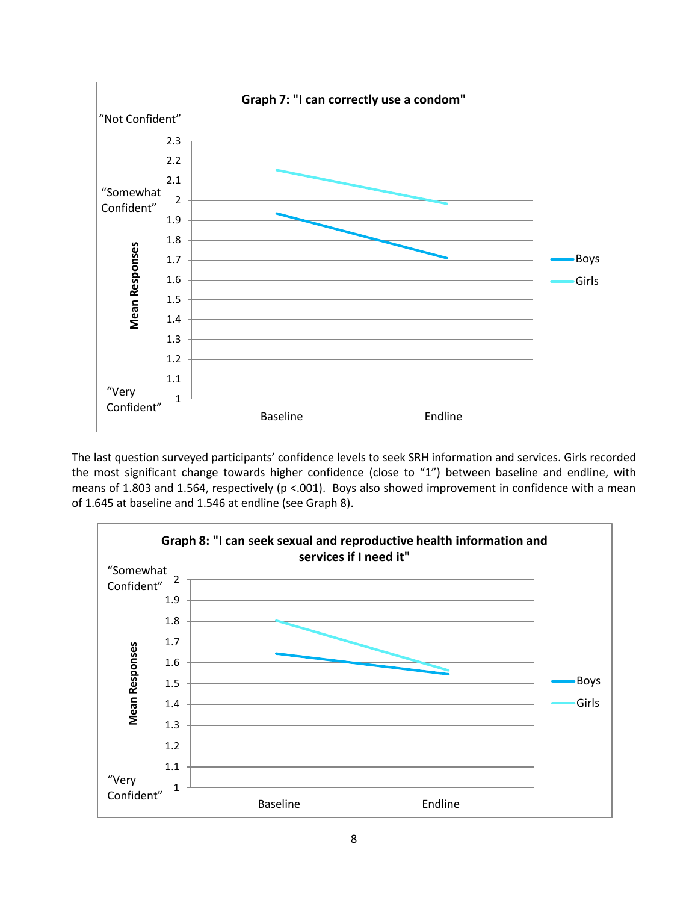**Graph 7: "I can correctly use a condom"**

The last question surveyed participants' confidence levels to seek SRH information and services. Girls recorded the most significant change towards higher confidence (close to "1") between baseline and endline, with means of 1.803 and 1.564, respectively ($p < .001$). Boys also showed improvement in confidence with a mean of 1.645 at baseline and 1.546 at endline (see Graph 8).

**Graph 8: "I can seek sexual and reproductive health information and services if I need it"**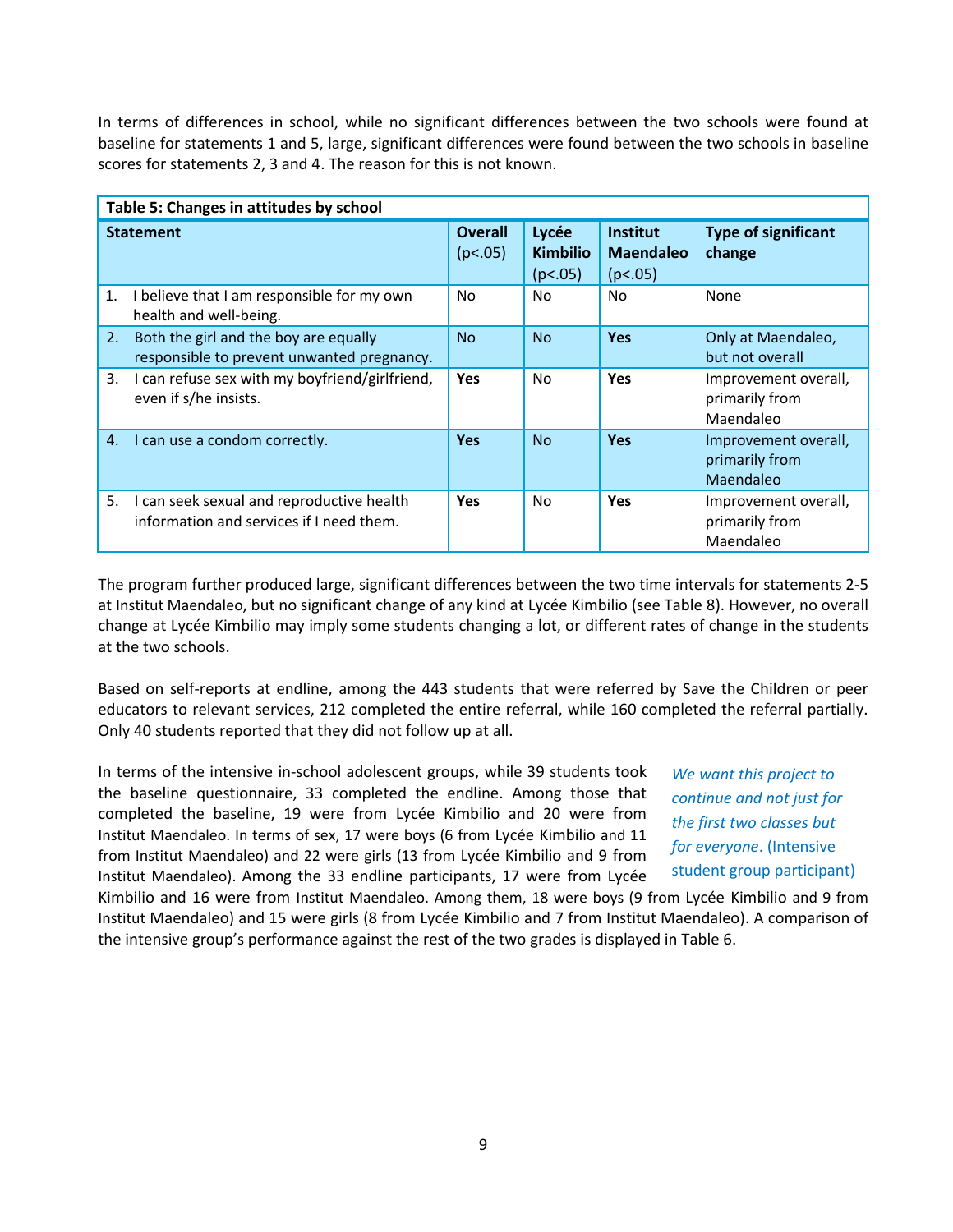In terms of differences in school, while no significant differences between the two schools were found at baseline for statements 1 and 5, large, significant differences were found between the two schools in baseline scores for statements 2, 3 and 4. The reason for this is not known.

**Table 5: Changes in attitudes by school**

| Statement | Overall ($p<.05$) | Lycée Kimbilio ($p<.05$) | Institut Maendaleo ($p<.05$) | Type of significant change |
|---|---|---|---|---|
| 1. I believe that I am responsible for my own health and well-being. | No | No | No | None |
| 2. Both the girl and the boy are equally responsible to prevent unwanted pregnancy. | No | No | **Yes** | Only at Maendaleo, but not overall |
| 3. I can refuse sex with my boyfriend/girlfriend, even if s/he insists. | **Yes** | No | **Yes** | Improvement overall, primarily from Maendaleo |
| 4. I can use a condom correctly. | **Yes** | No | **Yes** | Improvement overall, primarily from Maendaleo |
| 5. I can seek sexual and reproductive health information and services if I need them. | **Yes** | No | **Yes** | Improvement overall, primarily from Maendaleo |

The program further produced large, significant differences between the two time intervals for statements 2-5 at Institut Maendaleo, but no significant change of any kind at Lycée Kimbilio (see Table 8). However, no overall change at Lycée Kimbilio may imply some students changing a lot, or different rates of change in the students at the two schools.

Based on self-reports at endline, among the 443 students that were referred by Save the Children or peer educators to relevant services, 212 completed the entire referral, while 160 completed the referral partially. Only 40 students reported that they did not follow up at all.

In terms of the intensive in-school adolescent groups, while 39 students took the baseline questionnaire, 33 completed the endline. Among those that completed the baseline, 19 were from Lycée Kimbilio and 20 were from Institut Maendaleo. In terms of sex, 17 were boys (6 from Lycée Kimbilio and 11 from Institut Maendaleo) and 22 were girls (13 from Lycée Kimbilio and 9 from Institut Maendaleo). Among the 33 endline participants, 17 were from Lycée Kimbilio and 16 were from Institut Maendaleo. Among them, 18 were boys (9 from Lycée Kimbilio and 9 from Institut Maendaleo) and 15 were girls (8 from Lycée Kimbilio and 7 from Institut Maendaleo). A comparison of the intensive group's performance against the rest of the two grades is displayed in Table 6.

*We want this project to continue and not just for the first two classes but for everyone*. (Intensive student group participant)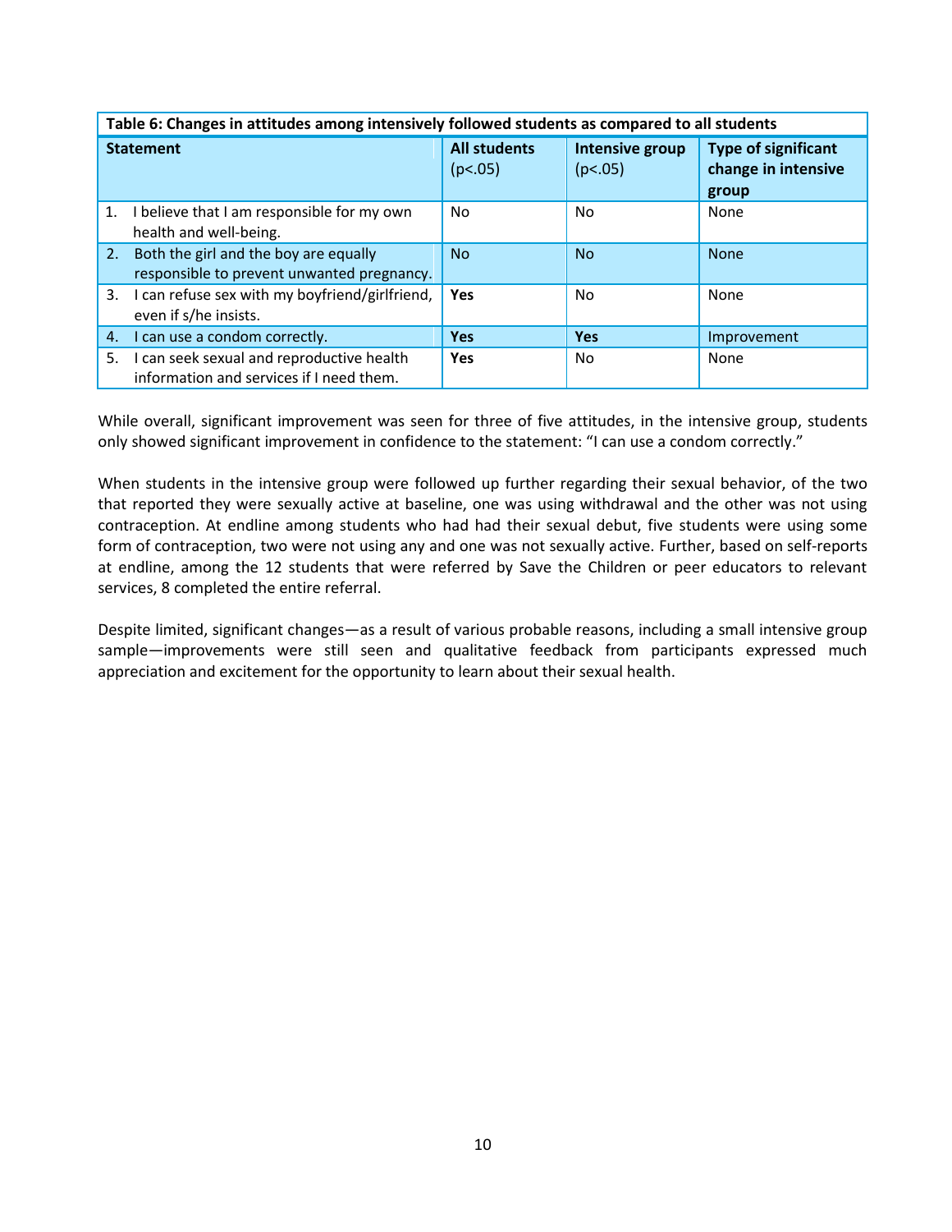**Table 6: Changes in attitudes among intensively followed students as compared to all students**

| Statement | All students ($p<.05$) | Intensive group ($p<.05$) | Type of significant change in intensive group |
|---|---|---|---|
| 1. I believe that I am responsible for my own health and well-being. | No | No | None |
| 2. Both the girl and the boy are equally responsible to prevent unwanted pregnancy. | No | No | None |
| 3. I can refuse sex with my boyfriend/girlfriend, even if s/he insists. | **Yes** | No | None |
| 4. I can use a condom correctly. | **Yes** | **Yes** | Improvement |
| 5. I can seek sexual and reproductive health information and services if I need them. | **Yes** | No | None |

While overall, significant improvement was seen for three of five attitudes, in the intensive group, students only showed significant improvement in confidence to the statement: "I can use a condom correctly."

When students in the intensive group were followed up further regarding their sexual behavior, of the two that reported they were sexually active at baseline, one was using withdrawal and the other was not using contraception. At endline among students who had had their sexual debut, five students were using some form of contraception, two were not using any and one was not sexually active. Further, based on self-reports at endline, among the 12 students that were referred by Save the Children or peer educators to relevant services, 8 completed the entire referral.

Despite limited, significant changes—as a result of various probable reasons, including a small intensive group sample—improvements were still seen and qualitative feedback from participants expressed much appreciation and excitement for the opportunity to learn about their sexual health.